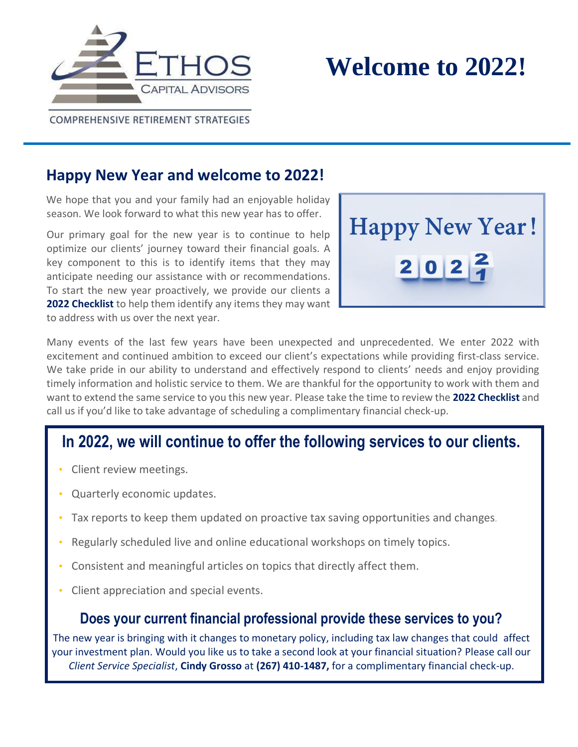ETHOS CAPITAL ADVISORS

COMPREHENSIVE RETIREMENT STRATEGIES

# Welcome to 2022!

## Happy New Year and welcome to 2022!

We hope that you and your family had an enjoyable holiday season. We look forward to what this new year has to offer.

Our primary goal for the new year is to continue to help optimize our clients' journey toward their financial goals. A key component to this is to identify items that they may anticipate needing our assistance with or recommendations. To start the new year proactively, we provide our clients a **2022 Checklist** to help them identify any items they may want to address with us over the next year.

Happy New Year! 2022

Many events of the last few years have been unexpected and unprecedented. We enter 2022 with excitement and continued ambition to exceed our client's expectations while providing first-class service. We take pride in our ability to understand and effectively respond to clients' needs and enjoy providing timely information and holistic service to them. We are thankful for the opportunity to work with them and want to extend the same service to you this new year. Please take the time to review the **2022 Checklist** and call us if you'd like to take advantage of scheduling a complimentary financial check-up.

## In 2022, we will continue to offer the following services to our clients.

- Client review meetings.
- Quarterly economic updates.
- Tax reports to keep them updated on proactive tax saving opportunities and changes.
- Regularly scheduled live and online educational workshops on timely topics.
- Consistent and meaningful articles on topics that directly affect them.
- Client appreciation and special events.

### Does your current financial professional provide these services to you?

The new year is bringing with it changes to monetary policy, including tax law changes that could affect your investment plan. Would you like us to take a second look at your financial situation? Please call our *Client Service Specialist*, **Cindy Grosso** at **(267) 410-1487,** for a complimentary financial check-up.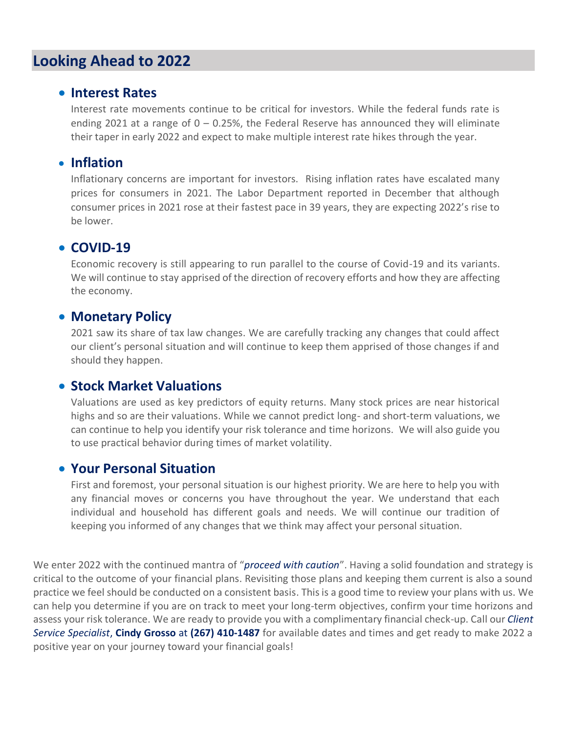## Looking Ahead to 2022

- ### Interest Rates

  Interest rate movements continue to be critical for investors. While the federal funds rate is ending 2021 at a range of 0 – 0.25%, the Federal Reserve has announced they will eliminate their taper in early 2022 and expect to make multiple interest rate hikes through the year.

- ### Inflation

  Inflationary concerns are important for investors.  Rising inflation rates have escalated many prices for consumers in 2021. The Labor Department reported in December that although consumer prices in 2021 rose at their fastest pace in 39 years, they are expecting 2022's rise to be lower.

- ### COVID-19

  Economic recovery is still appearing to run parallel to the course of Covid-19 and its variants. We will continue to stay apprised of the direction of recovery efforts and how they are affecting the economy.

- ### Monetary Policy

  2021 saw its share of tax law changes. We are carefully tracking any changes that could affect our client's personal situation and will continue to keep them apprised of those changes if and should they happen.

- ### Stock Market Valuations

  Valuations are used as key predictors of equity returns. Many stock prices are near historical highs and so are their valuations. While we cannot predict long- and short-term valuations, we can continue to help you identify your risk tolerance and time horizons.  We will also guide you to use practical behavior during times of market volatility.

- ### Your Personal Situation

  First and foremost, your personal situation is our highest priority. We are here to help you with any financial moves or concerns you have throughout the year. We understand that each individual and household has different goals and needs. We will continue our tradition of keeping you informed of any changes that we think may affect your personal situation.

We enter 2022 with the continued mantra of "*proceed with caution*". Having a solid foundation and strategy is critical to the outcome of your financial plans. Revisiting those plans and keeping them current is also a sound practice we feel should be conducted on a consistent basis. This is a good time to review your plans with us. We can help you determine if you are on track to meet your long-term objectives, confirm your time horizons and assess your risk tolerance. We are ready to provide you with a complimentary financial check-up. Call our *Client Service Specialist*, **Cindy Grosso** at **(267) 410-1487** for available dates and times and get ready to make 2022 a positive year on your journey toward your financial goals!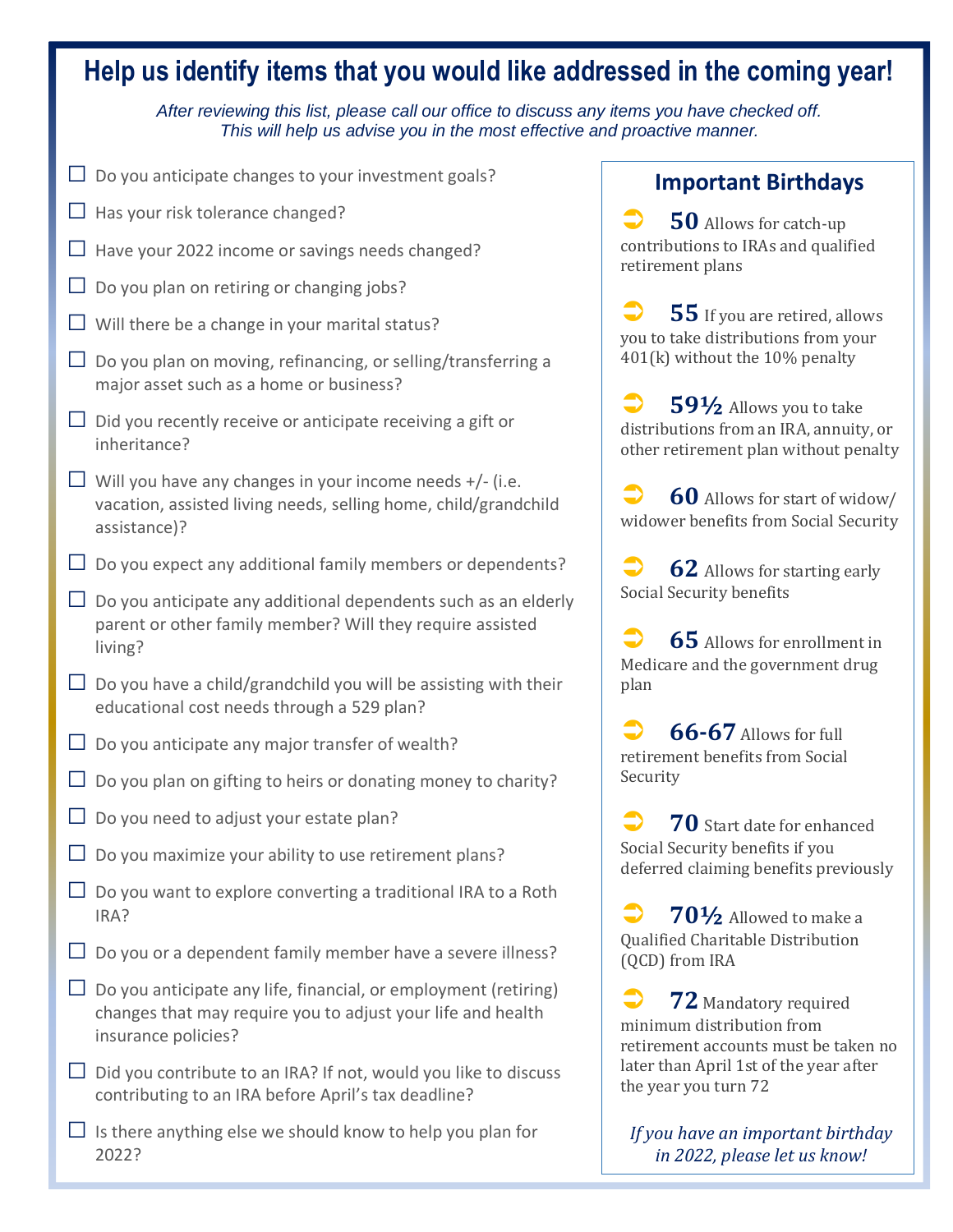# Help us identify items that you would like addressed in the coming year!

*After reviewing this list, please call our office to discuss any items you have checked off. This will help us advise you in the most effective and proactive manner.*

- ☐ Do you anticipate changes to your investment goals?
- ☐ Has your risk tolerance changed?
- ☐ Have your 2022 income or savings needs changed?
- ☐ Do you plan on retiring or changing jobs?
- ☐ Will there be a change in your marital status?
- ☐ Do you plan on moving, refinancing, or selling/transferring a major asset such as a home or business?
- ☐ Did you recently receive or anticipate receiving a gift or inheritance?
- ☐ Will you have any changes in your income needs +/- (i.e. vacation, assisted living needs, selling home, child/grandchild assistance)?
- ☐ Do you expect any additional family members or dependents?
- ☐ Do you anticipate any additional dependents such as an elderly parent or other family member? Will they require assisted living?
- ☐ Do you have a child/grandchild you will be assisting with their educational cost needs through a 529 plan?
- ☐ Do you anticipate any major transfer of wealth?
- ☐ Do you plan on gifting to heirs or donating money to charity?
- ☐ Do you need to adjust your estate plan?
- ☐ Do you maximize your ability to use retirement plans?
- ☐ Do you want to explore converting a traditional IRA to a Roth IRA?
- ☐ Do you or a dependent family member have a severe illness?
- ☐ Do you anticipate any life, financial, or employment (retiring) changes that may require you to adjust your life and health insurance policies?
- ☐ Did you contribute to an IRA? If not, would you like to discuss contributing to an IRA before April's tax deadline?
- ☐ Is there anything else we should know to help you plan for 2022?

## Important Birthdays

- **50** Allows for catch-up contributions to IRAs and qualified retirement plans
- **55** If you are retired, allows you to take distributions from your 401(k) without the 10% penalty
- **59½** Allows you to take distributions from an IRA, annuity, or other retirement plan without penalty
- **60** Allows for start of widow/widower benefits from Social Security
- **62** Allows for starting early Social Security benefits
- **65** Allows for enrollment in Medicare and the government drug plan
- **66-67** Allows for full retirement benefits from Social Security
- **70** Start date for enhanced Social Security benefits if you deferred claiming benefits previously
- **70½** Allowed to make a Qualified Charitable Distribution (QCD) from IRA
- **72** Mandatory required minimum distribution from retirement accounts must be taken no later than April 1st of the year after the year you turn 72

*If you have an important birthday in 2022, please let us know!*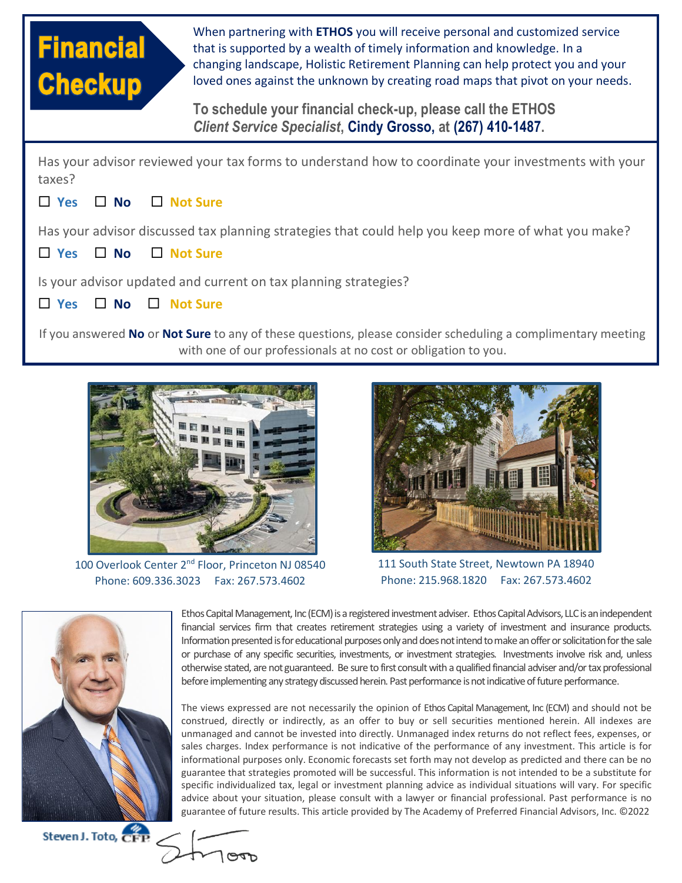# Financial Checkup

When partnering with **ETHOS** you will receive personal and customized service that is supported by a wealth of timely information and knowledge. In a changing landscape, Holistic Retirement Planning can help protect you and your loved ones against the unknown by creating road maps that pivot on your needs.

**To schedule your financial check-up, please call the ETHOS *Client Service Specialist*, Cindy Grosso, at (267) 410-1487.**

Has your advisor reviewed your tax forms to understand how to coordinate your investments with your taxes?

☐ **Yes** ☐ **No** ☐ **Not Sure**

Has your advisor discussed tax planning strategies that could help you keep more of what you make?

☐ **Yes** ☐ **No** ☐ **Not Sure**

Is your advisor updated and current on tax planning strategies?

☐ **Yes** ☐ **No** ☐ **Not Sure**

If you answered **No** or **Not Sure** to any of these questions, please consider scheduling a complimentary meeting with one of our professionals at no cost or obligation to you.

100 Overlook Center 2nd Floor, Princeton NJ 08540
Phone: 609.336.3023 Fax: 267.573.4602

111 South State Street, Newtown PA 18940
Phone: 215.968.1820 Fax: 267.573.4602

Ethos Capital Management, Inc (ECM) is a registered investment adviser. Ethos Capital Advisors, LLC is an independent financial services firm that creates retirement strategies using a variety of investment and insurance products. Information presented is for educational purposes only and does not intend to make an offer or solicitation for the sale or purchase of any specific securities, investments, or investment strategies. Investments involve risk and, unless otherwise stated, are not guaranteed. Be sure to first consult with a qualified financial adviser and/or tax professional before implementing any strategy discussed herein. Past performance is not indicative of future performance.

The views expressed are not necessarily the opinion of Ethos Capital Management, Inc (ECM) and should not be construed, directly or indirectly, as an offer to buy or sell securities mentioned herein. All indexes are unmanaged and cannot be invested into directly. Unmanaged index returns do not reflect fees, expenses, or sales charges. Index performance is not indicative of the performance of any investment. This article is for informational purposes only. Economic forecasts set forth may not develop as predicted and there can be no guarantee that strategies promoted will be successful. This information is not intended to be a substitute for specific individualized tax, legal or investment planning advice as individual situations will vary. For specific advice about your situation, please consult with a lawyer or financial professional. Past performance is no guarantee of future results. This article provided by The Academy of Preferred Financial Advisors, Inc. ©2022

Steven J. Toto, CFP